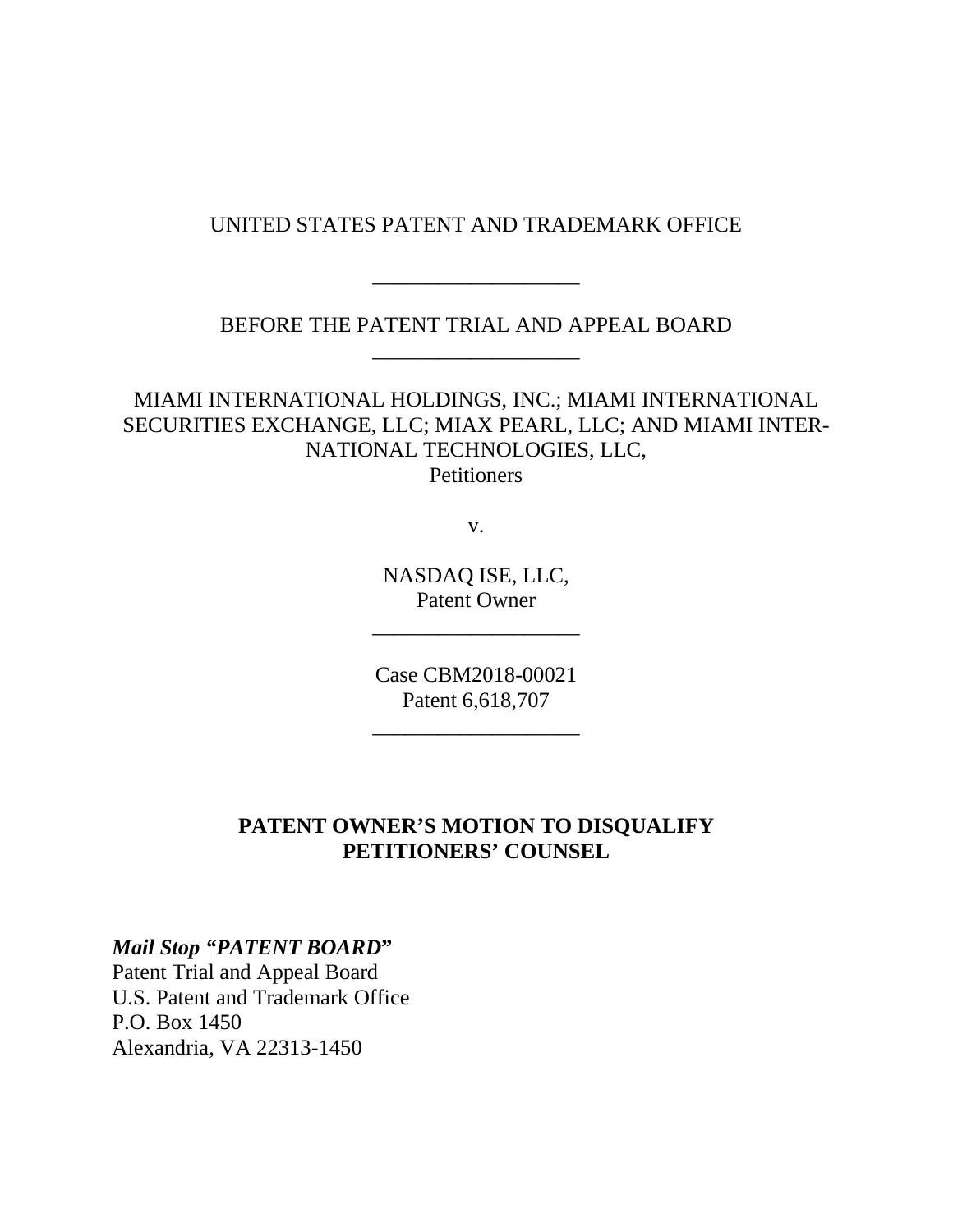UNITED STATES PATENT AND TRADEMARK OFFICE

___________________

BEFORE THE PATENT TRIAL AND APPEAL BOARD

___________________

MIAMI INTERNATIONAL HOLDINGS, INC.; MIAMI INTERNATIONAL SECURITIES EXCHANGE, LLC; MIAX PEARL, LLC; AND MIAMI INTER-NATIONAL TECHNOLOGIES, LLC,
Petitioners

v.

NASDAQ ISE, LLC,
Patent Owner

___________________

Case CBM2018-00021
Patent 6,618,707

___________________

**PATENT OWNER'S MOTION TO DISQUALIFY PETITIONERS' COUNSEL**

***Mail Stop "PATENT BOARD"***
Patent Trial and Appeal Board
U.S. Patent and Trademark Office
P.O. Box 1450
Alexandria, VA 22313-1450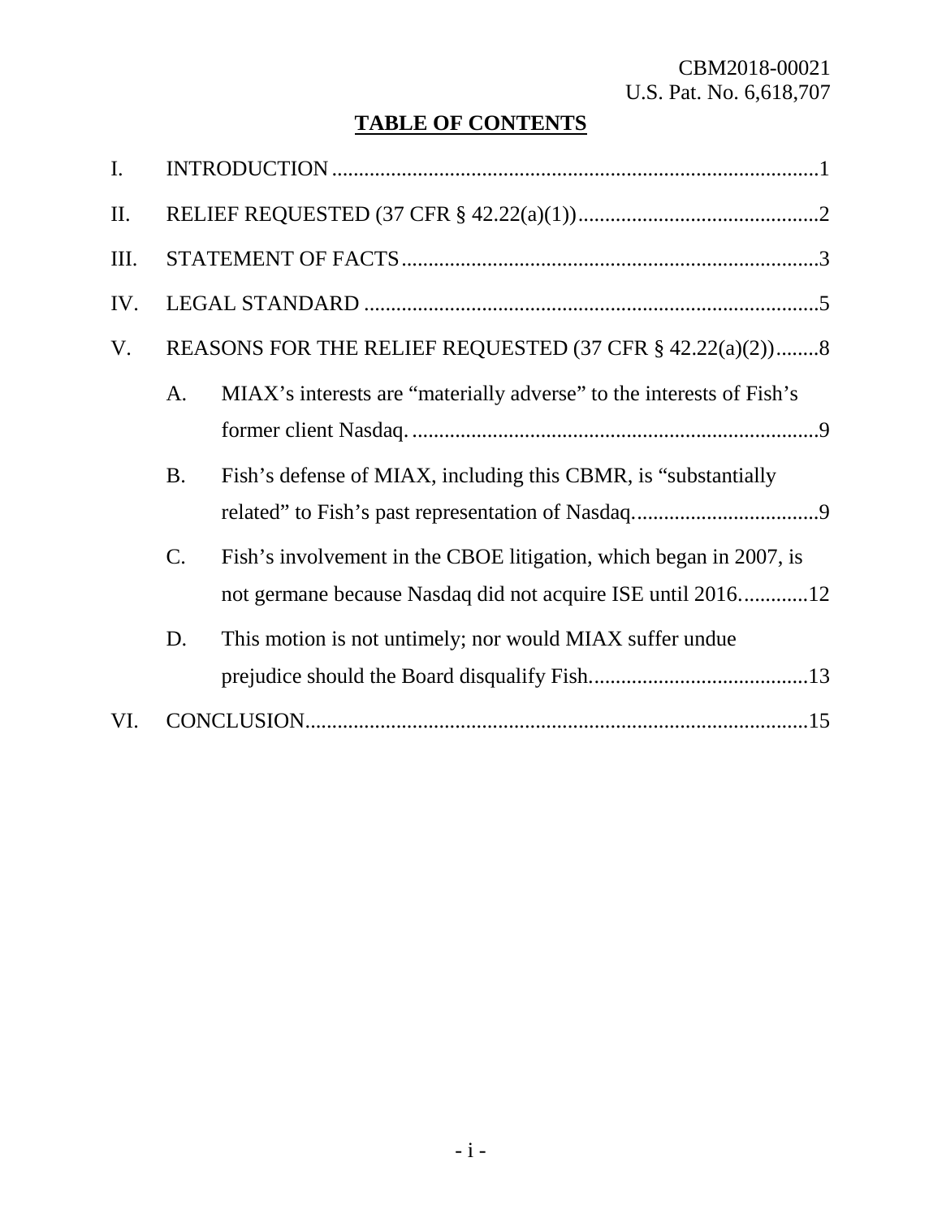CBM2018-00021
U.S. Pat. No. 6,618,707

## TABLE OF CONTENTS

I. INTRODUCTION ..........................................................................................1

II. RELIEF REQUESTED (37 CFR § 42.22(a)(1)) .............................................2

III. STATEMENT OF FACTS .............................................................................3

IV. LEGAL STANDARD .....................................................................................5

V. REASONS FOR THE RELIEF REQUESTED (37 CFR § 42.22(a)(2)) ........8

- A. MIAX's interests are "materially adverse" to the interests of Fish's former client Nasdaq. ............................................................................9
- B. Fish's defense of MIAX, including this CBMR, is "substantially related" to Fish's past representation of Nasdaq...................................9
- C. Fish's involvement in the CBOE litigation, which began in 2007, is not germane because Nasdaq did not acquire ISE until 2016.............12
- D. This motion is not untimely; nor would MIAX suffer undue prejudice should the Board disqualify Fish.........................................13

VI. CONCLUSION..............................................................................................15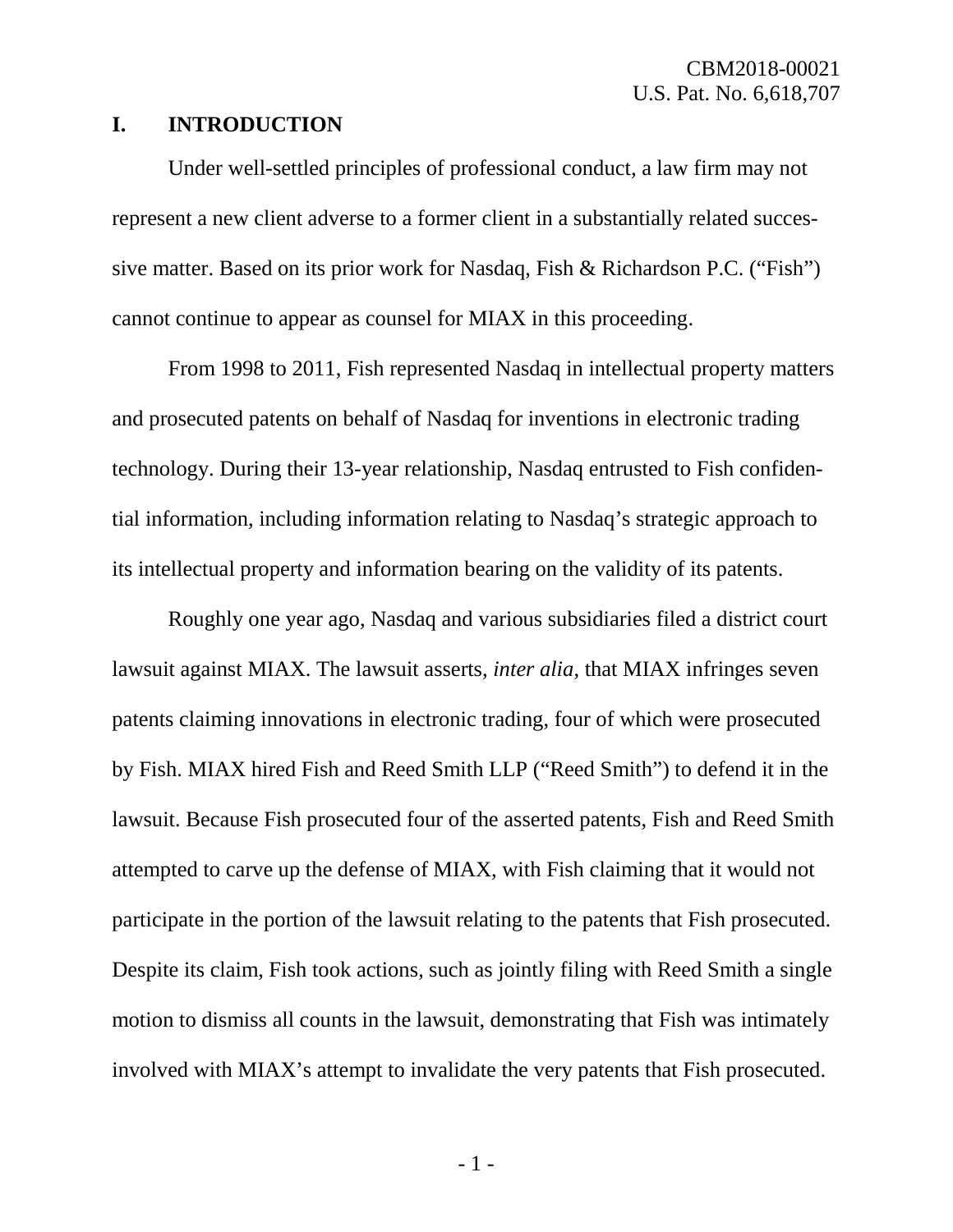## I. INTRODUCTION

Under well-settled principles of professional conduct, a law firm may not represent a new client adverse to a former client in a substantially related successive matter. Based on its prior work for Nasdaq, Fish & Richardson P.C. ("Fish") cannot continue to appear as counsel for MIAX in this proceeding.

From 1998 to 2011, Fish represented Nasdaq in intellectual property matters and prosecuted patents on behalf of Nasdaq for inventions in electronic trading technology. During their 13-year relationship, Nasdaq entrusted to Fish confidential information, including information relating to Nasdaq's strategic approach to its intellectual property and information bearing on the validity of its patents.

Roughly one year ago, Nasdaq and various subsidiaries filed a district court lawsuit against MIAX. The lawsuit asserts, *inter alia*, that MIAX infringes seven patents claiming innovations in electronic trading, four of which were prosecuted by Fish. MIAX hired Fish and Reed Smith LLP ("Reed Smith") to defend it in the lawsuit. Because Fish prosecuted four of the asserted patents, Fish and Reed Smith attempted to carve up the defense of MIAX, with Fish claiming that it would not participate in the portion of the lawsuit relating to the patents that Fish prosecuted. Despite its claim, Fish took actions, such as jointly filing with Reed Smith a single motion to dismiss all counts in the lawsuit, demonstrating that Fish was intimately involved with MIAX's attempt to invalidate the very patents that Fish prosecuted.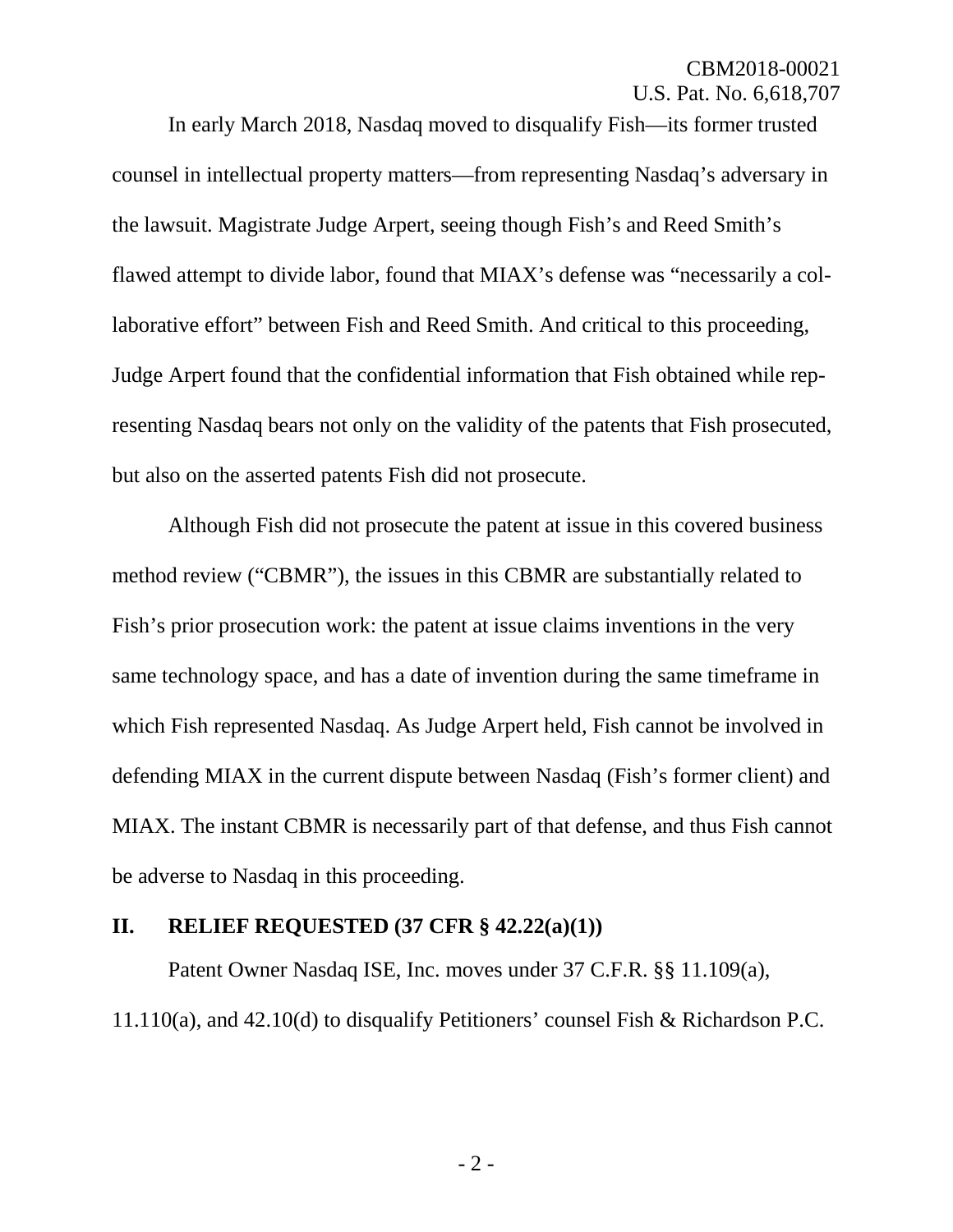In early March 2018, Nasdaq moved to disqualify Fish—its former trusted counsel in intellectual property matters—from representing Nasdaq's adversary in the lawsuit. Magistrate Judge Arpert, seeing though Fish's and Reed Smith's flawed attempt to divide labor, found that MIAX's defense was "necessarily a collaborative effort" between Fish and Reed Smith. And critical to this proceeding, Judge Arpert found that the confidential information that Fish obtained while representing Nasdaq bears not only on the validity of the patents that Fish prosecuted, but also on the asserted patents Fish did not prosecute.

Although Fish did not prosecute the patent at issue in this covered business method review ("CBMR"), the issues in this CBMR are substantially related to Fish's prior prosecution work: the patent at issue claims inventions in the very same technology space, and has a date of invention during the same timeframe in which Fish represented Nasdaq. As Judge Arpert held, Fish cannot be involved in defending MIAX in the current dispute between Nasdaq (Fish's former client) and MIAX. The instant CBMR is necessarily part of that defense, and thus Fish cannot be adverse to Nasdaq in this proceeding.

## II. RELIEF REQUESTED (37 CFR § 42.22(a)(1))

Patent Owner Nasdaq ISE, Inc. moves under 37 C.F.R. §§ 11.109(a), 11.110(a), and 42.10(d) to disqualify Petitioners' counsel Fish & Richardson P.C.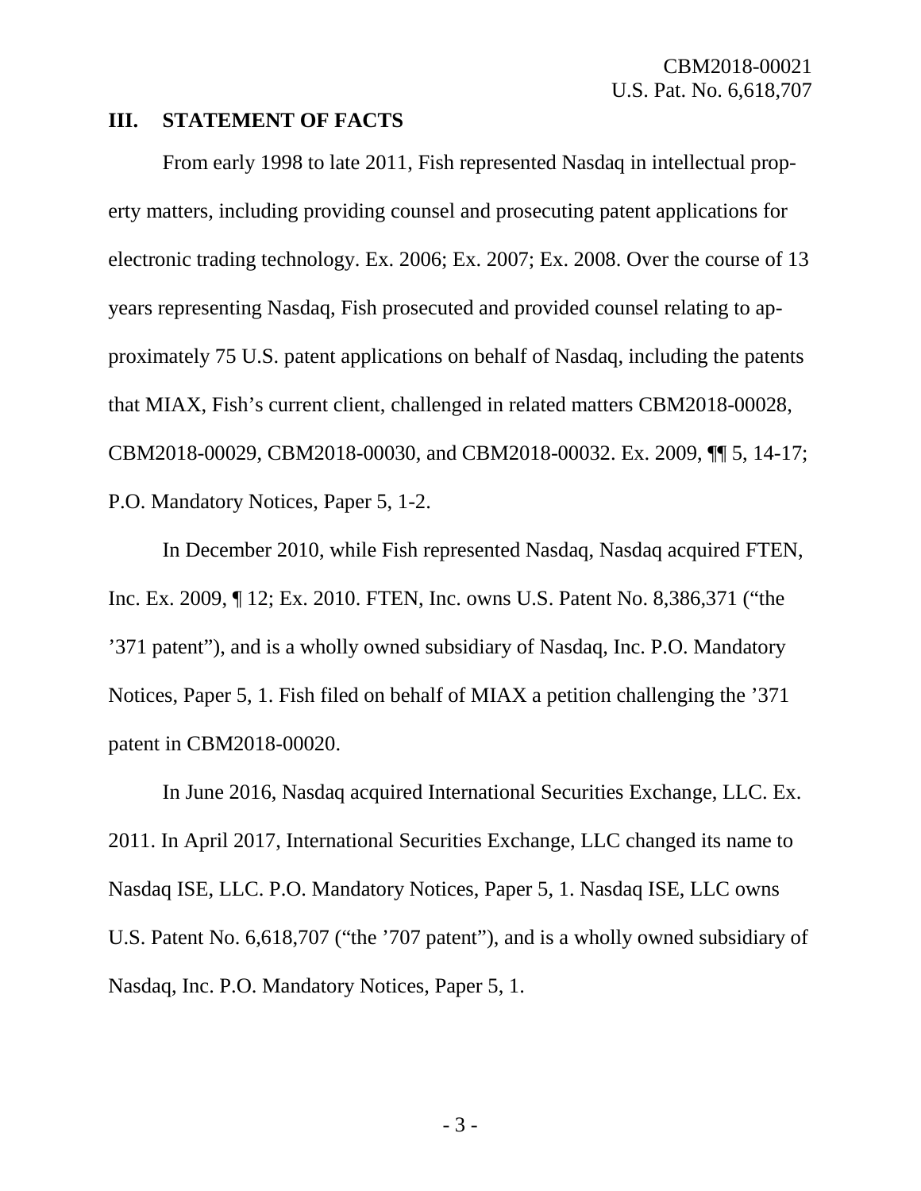## III. STATEMENT OF FACTS

From early 1998 to late 2011, Fish represented Nasdaq in intellectual property matters, including providing counsel and prosecuting patent applications for electronic trading technology. Ex. 2006; Ex. 2007; Ex. 2008. Over the course of 13 years representing Nasdaq, Fish prosecuted and provided counsel relating to approximately 75 U.S. patent applications on behalf of Nasdaq, including the patents that MIAX, Fish's current client, challenged in related matters CBM2018-00028, CBM2018-00029, CBM2018-00030, and CBM2018-00032. Ex. 2009, ¶¶ 5, 14-17; P.O. Mandatory Notices, Paper 5, 1-2.

In December 2010, while Fish represented Nasdaq, Nasdaq acquired FTEN, Inc. Ex. 2009, ¶ 12; Ex. 2010. FTEN, Inc. owns U.S. Patent No. 8,386,371 ("the '371 patent"), and is a wholly owned subsidiary of Nasdaq, Inc. P.O. Mandatory Notices, Paper 5, 1. Fish filed on behalf of MIAX a petition challenging the '371 patent in CBM2018-00020.

In June 2016, Nasdaq acquired International Securities Exchange, LLC. Ex. 2011. In April 2017, International Securities Exchange, LLC changed its name to Nasdaq ISE, LLC. P.O. Mandatory Notices, Paper 5, 1. Nasdaq ISE, LLC owns U.S. Patent No. 6,618,707 ("the '707 patent"), and is a wholly owned subsidiary of Nasdaq, Inc. P.O. Mandatory Notices, Paper 5, 1.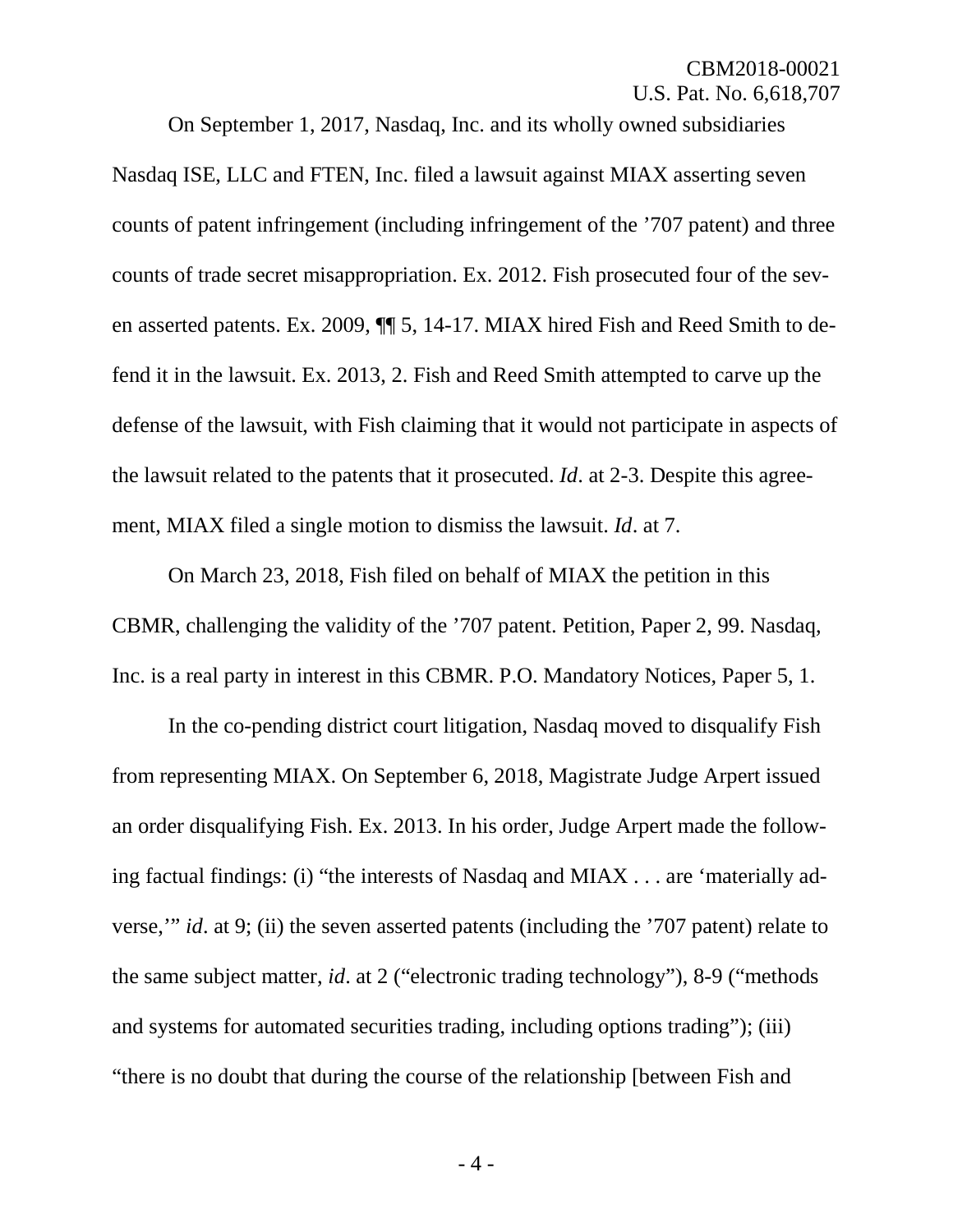On September 1, 2017, Nasdaq, Inc. and its wholly owned subsidiaries Nasdaq ISE, LLC and FTEN, Inc. filed a lawsuit against MIAX asserting seven counts of patent infringement (including infringement of the '707 patent) and three counts of trade secret misappropriation. Ex. 2012. Fish prosecuted four of the seven asserted patents. Ex. 2009, ¶¶ 5, 14-17. MIAX hired Fish and Reed Smith to defend it in the lawsuit. Ex. 2013, 2. Fish and Reed Smith attempted to carve up the defense of the lawsuit, with Fish claiming that it would not participate in aspects of the lawsuit related to the patents that it prosecuted. *Id*. at 2-3. Despite this agreement, MIAX filed a single motion to dismiss the lawsuit. *Id*. at 7.

On March 23, 2018, Fish filed on behalf of MIAX the petition in this CBMR, challenging the validity of the '707 patent. Petition, Paper 2, 99. Nasdaq, Inc. is a real party in interest in this CBMR. P.O. Mandatory Notices, Paper 5, 1.

In the co-pending district court litigation, Nasdaq moved to disqualify Fish from representing MIAX. On September 6, 2018, Magistrate Judge Arpert issued an order disqualifying Fish. Ex. 2013. In his order, Judge Arpert made the following factual findings: (i) "the interests of Nasdaq and MIAX . . . are 'materially adverse,'" *id*. at 9; (ii) the seven asserted patents (including the '707 patent) relate to the same subject matter, *id*. at 2 ("electronic trading technology"), 8-9 ("methods and systems for automated securities trading, including options trading"); (iii) "there is no doubt that during the course of the relationship [between Fish and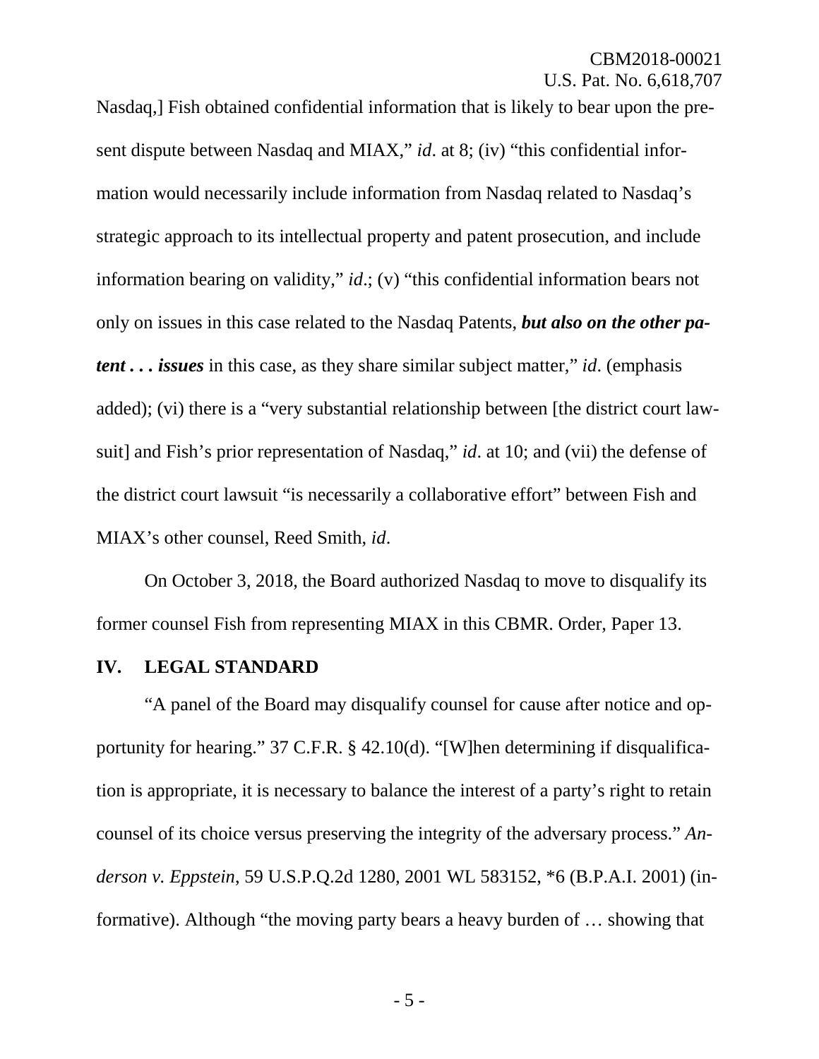Nasdaq,] Fish obtained confidential information that is likely to bear upon the present dispute between Nasdaq and MIAX," *id*. at 8; (iv) "this confidential information would necessarily include information from Nasdaq related to Nasdaq's strategic approach to its intellectual property and patent prosecution, and include information bearing on validity," *id*.; (v) "this confidential information bears not only on issues in this case related to the Nasdaq Patents, ***but also on the other patent . . . issues*** in this case, as they share similar subject matter," *id*. (emphasis added); (vi) there is a "very substantial relationship between [the district court lawsuit] and Fish's prior representation of Nasdaq," *id*. at 10; and (vii) the defense of the district court lawsuit "is necessarily a collaborative effort" between Fish and MIAX's other counsel, Reed Smith, *id*.

On October 3, 2018, the Board authorized Nasdaq to move to disqualify its former counsel Fish from representing MIAX in this CBMR. Order, Paper 13.

## IV. LEGAL STANDARD

"A panel of the Board may disqualify counsel for cause after notice and opportunity for hearing." 37 C.F.R. § 42.10(d). "[W]hen determining if disqualification is appropriate, it is necessary to balance the interest of a party's right to retain counsel of its choice versus preserving the integrity of the adversary process." *Anderson v. Eppstein*, 59 U.S.P.Q.2d 1280, 2001 WL 583152, *6 (B.P.A.I. 2001) (informative). Although "the moving party bears a heavy burden of … showing that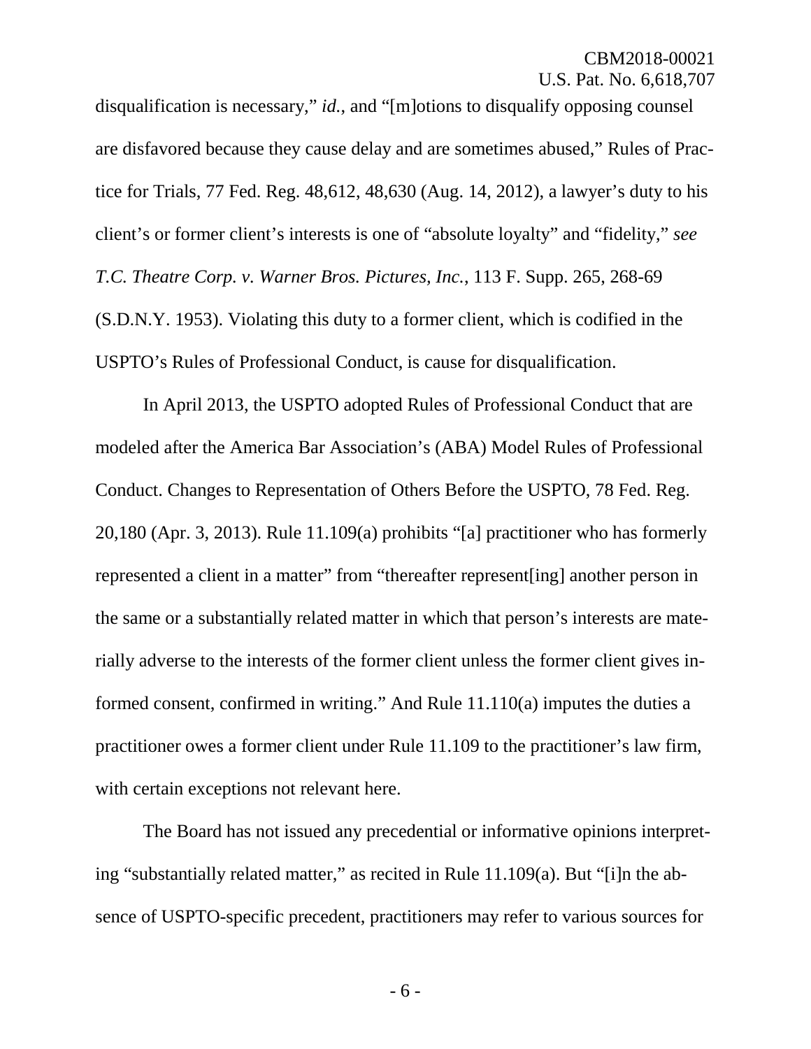disqualification is necessary," *id.*, and "[m]otions to disqualify opposing counsel are disfavored because they cause delay and are sometimes abused," Rules of Practice for Trials, 77 Fed. Reg. 48,612, 48,630 (Aug. 14, 2012), a lawyer's duty to his client's or former client's interests is one of "absolute loyalty" and "fidelity," *see T.C. Theatre Corp. v. Warner Bros. Pictures, Inc.*, 113 F. Supp. 265, 268-69 (S.D.N.Y. 1953). Violating this duty to a former client, which is codified in the USPTO's Rules of Professional Conduct, is cause for disqualification.

In April 2013, the USPTO adopted Rules of Professional Conduct that are modeled after the America Bar Association's (ABA) Model Rules of Professional Conduct. Changes to Representation of Others Before the USPTO, 78 Fed. Reg. 20,180 (Apr. 3, 2013). Rule 11.109(a) prohibits "[a] practitioner who has formerly represented a client in a matter" from "thereafter represent[ing] another person in the same or a substantially related matter in which that person's interests are materially adverse to the interests of the former client unless the former client gives informed consent, confirmed in writing." And Rule 11.110(a) imputes the duties a practitioner owes a former client under Rule 11.109 to the practitioner's law firm, with certain exceptions not relevant here.

The Board has not issued any precedential or informative opinions interpreting "substantially related matter," as recited in Rule 11.109(a). But "[i]n the absence of USPTO-specific precedent, practitioners may refer to various sources for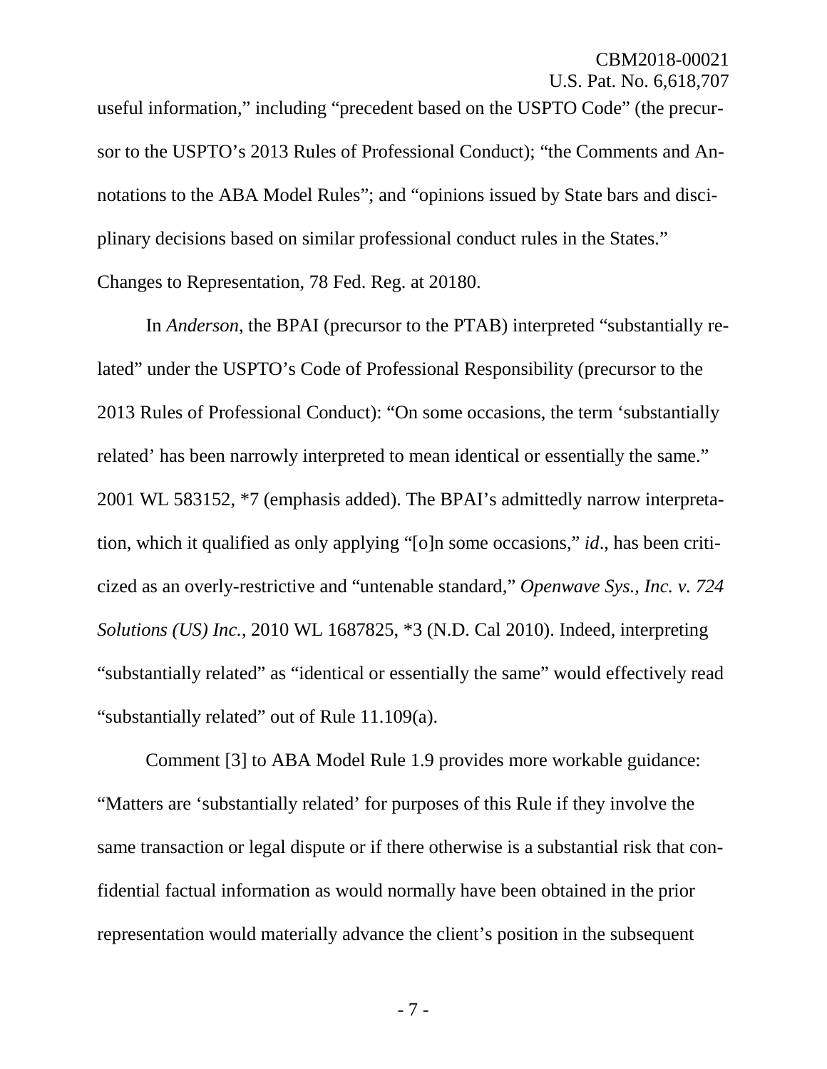useful information," including "precedent based on the USPTO Code" (the precursor to the USPTO's 2013 Rules of Professional Conduct); "the Comments and Annotations to the ABA Model Rules"; and "opinions issued by State bars and disciplinary decisions based on similar professional conduct rules in the States." Changes to Representation, 78 Fed. Reg. at 20180.

In *Anderson*, the BPAI (precursor to the PTAB) interpreted "substantially related" under the USPTO's Code of Professional Responsibility (precursor to the 2013 Rules of Professional Conduct): "On some occasions, the term 'substantially related' has been narrowly interpreted to mean identical or essentially the same." 2001 WL 583152, *7 (emphasis added). The BPAI's admittedly narrow interpretation, which it qualified as only applying "[o]n some occasions," *id*., has been criticized as an overly-restrictive and "untenable standard," *Openwave Sys., Inc. v. 724 Solutions (US) Inc.*, 2010 WL 1687825, *3 (N.D. Cal 2010). Indeed, interpreting "substantially related" as "identical or essentially the same" would effectively read "substantially related" out of Rule 11.109(a).

Comment [3] to ABA Model Rule 1.9 provides more workable guidance: "Matters are 'substantially related' for purposes of this Rule if they involve the same transaction or legal dispute or if there otherwise is a substantial risk that confidential factual information as would normally have been obtained in the prior representation would materially advance the client's position in the subsequent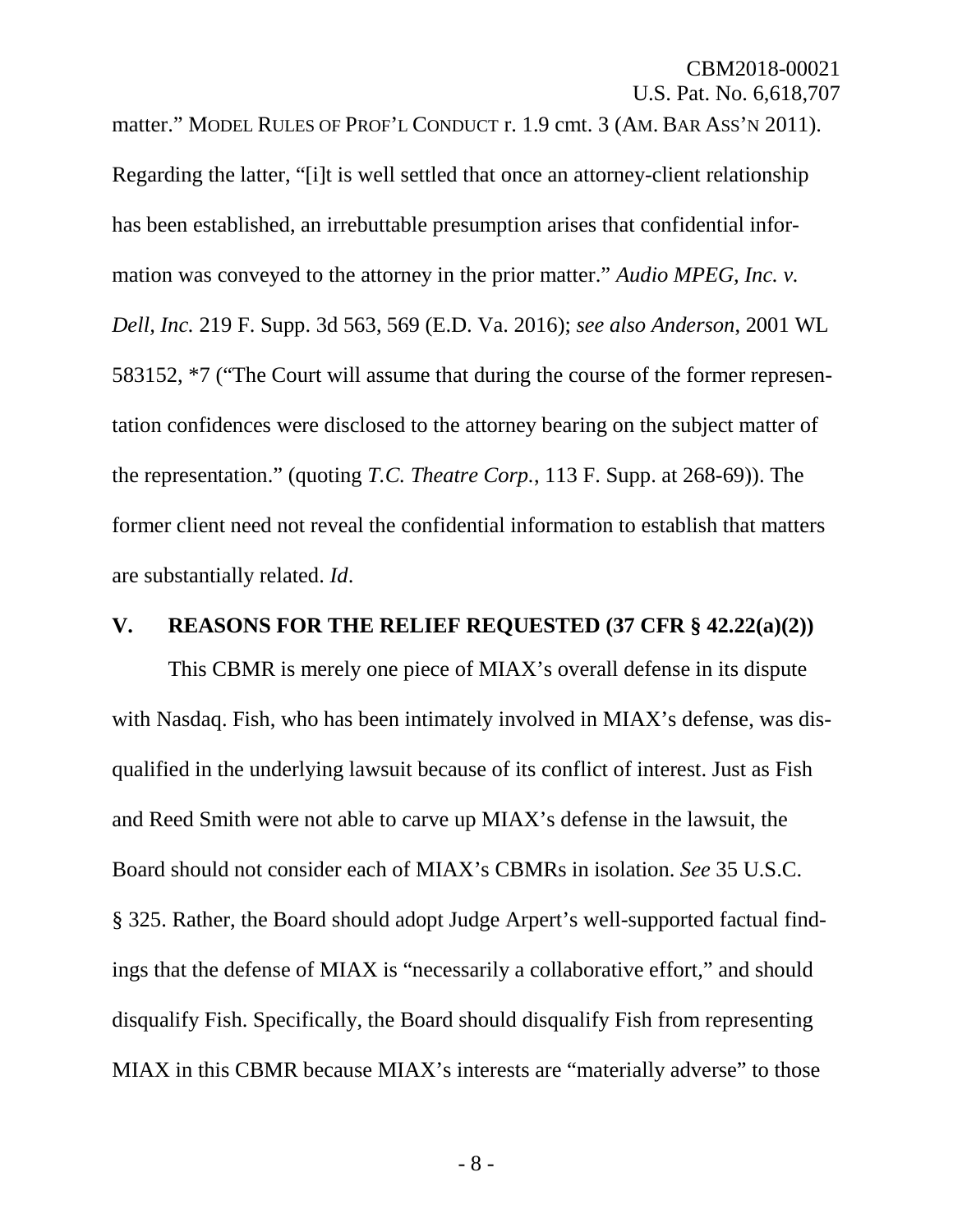matter." MODEL RULES OF PROF'L CONDUCT r. 1.9 cmt. 3 (AM. BAR ASS'N 2011). Regarding the latter, "[i]t is well settled that once an attorney-client relationship has been established, an irrebuttable presumption arises that confidential information was conveyed to the attorney in the prior matter." *Audio MPEG, Inc. v. Dell, Inc.* 219 F. Supp. 3d 563, 569 (E.D. Va. 2016); *see also Anderson*, 2001 WL 583152, *7 ("The Court will assume that during the course of the former representation confidences were disclosed to the attorney bearing on the subject matter of the representation." (quoting *T.C. Theatre Corp.*, 113 F. Supp. at 268-69)). The former client need not reveal the confidential information to establish that matters are substantially related. *Id*.

## V. REASONS FOR THE RELIEF REQUESTED (37 CFR § 42.22(a)(2))

This CBMR is merely one piece of MIAX's overall defense in its dispute with Nasdaq. Fish, who has been intimately involved in MIAX's defense, was disqualified in the underlying lawsuit because of its conflict of interest. Just as Fish and Reed Smith were not able to carve up MIAX's defense in the lawsuit, the Board should not consider each of MIAX's CBMRs in isolation. *See* 35 U.S.C. § 325. Rather, the Board should adopt Judge Arpert's well-supported factual findings that the defense of MIAX is "necessarily a collaborative effort," and should disqualify Fish. Specifically, the Board should disqualify Fish from representing MIAX in this CBMR because MIAX's interests are "materially adverse" to those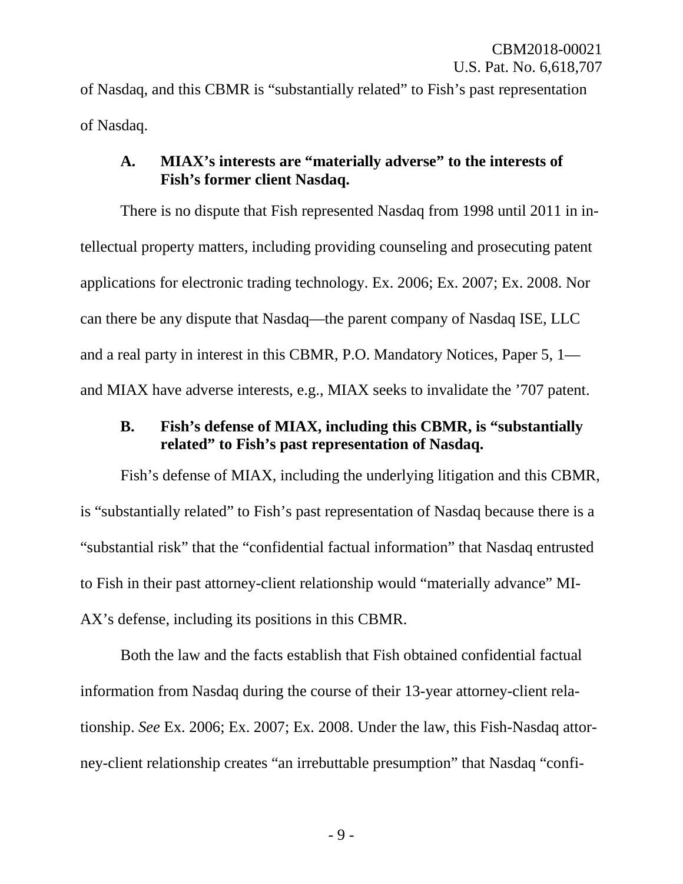of Nasdaq, and this CBMR is "substantially related" to Fish's past representation of Nasdaq.

### A. MIAX's interests are "materially adverse" to the interests of Fish's former client Nasdaq.

There is no dispute that Fish represented Nasdaq from 1998 until 2011 in intellectual property matters, including providing counseling and prosecuting patent applications for electronic trading technology. Ex. 2006; Ex. 2007; Ex. 2008. Nor can there be any dispute that Nasdaq—the parent company of Nasdaq ISE, LLC and a real party in interest in this CBMR, P.O. Mandatory Notices, Paper 5, 1—and MIAX have adverse interests, e.g., MIAX seeks to invalidate the '707 patent.

### B. Fish's defense of MIAX, including this CBMR, is "substantially related" to Fish's past representation of Nasdaq.

Fish's defense of MIAX, including the underlying litigation and this CBMR, is "substantially related" to Fish's past representation of Nasdaq because there is a "substantial risk" that the "confidential factual information" that Nasdaq entrusted to Fish in their past attorney-client relationship would "materially advance" MIAX's defense, including its positions in this CBMR.

Both the law and the facts establish that Fish obtained confidential factual information from Nasdaq during the course of their 13-year attorney-client relationship. *See* Ex. 2006; Ex. 2007; Ex. 2008. Under the law, this Fish-Nasdaq attorney-client relationship creates "an irrebuttable presumption" that Nasdaq "confi-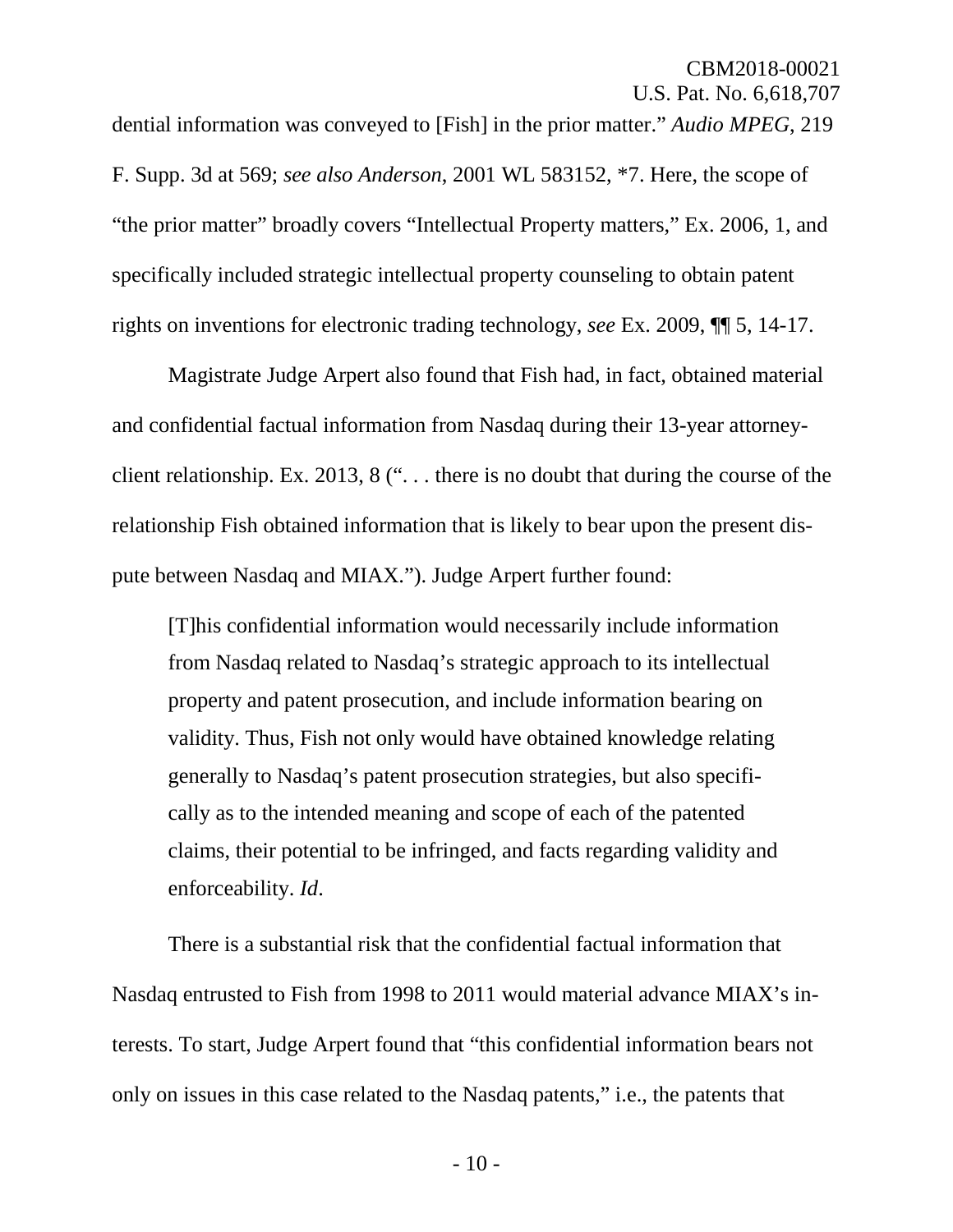dential information was conveyed to [Fish] in the prior matter." *Audio MPEG*, 219 F. Supp. 3d at 569; *see also Anderson*, 2001 WL 583152, *7. Here, the scope of "the prior matter" broadly covers "Intellectual Property matters," Ex. 2006, 1, and specifically included strategic intellectual property counseling to obtain patent rights on inventions for electronic trading technology, *see* Ex. 2009, ¶¶ 5, 14-17.

Magistrate Judge Arpert also found that Fish had, in fact, obtained material and confidential factual information from Nasdaq during their 13-year attorney-client relationship. Ex. 2013, 8 (". . . there is no doubt that during the course of the relationship Fish obtained information that is likely to bear upon the present dispute between Nasdaq and MIAX."). Judge Arpert further found:

> [T]his confidential information would necessarily include information from Nasdaq related to Nasdaq's strategic approach to its intellectual property and patent prosecution, and include information bearing on validity. Thus, Fish not only would have obtained knowledge relating generally to Nasdaq's patent prosecution strategies, but also specifically as to the intended meaning and scope of each of the patented claims, their potential to be infringed, and facts regarding validity and enforceability. *Id*.

There is a substantial risk that the confidential factual information that Nasdaq entrusted to Fish from 1998 to 2011 would material advance MIAX's interests. To start, Judge Arpert found that "this confidential information bears not only on issues in this case related to the Nasdaq patents," i.e., the patents that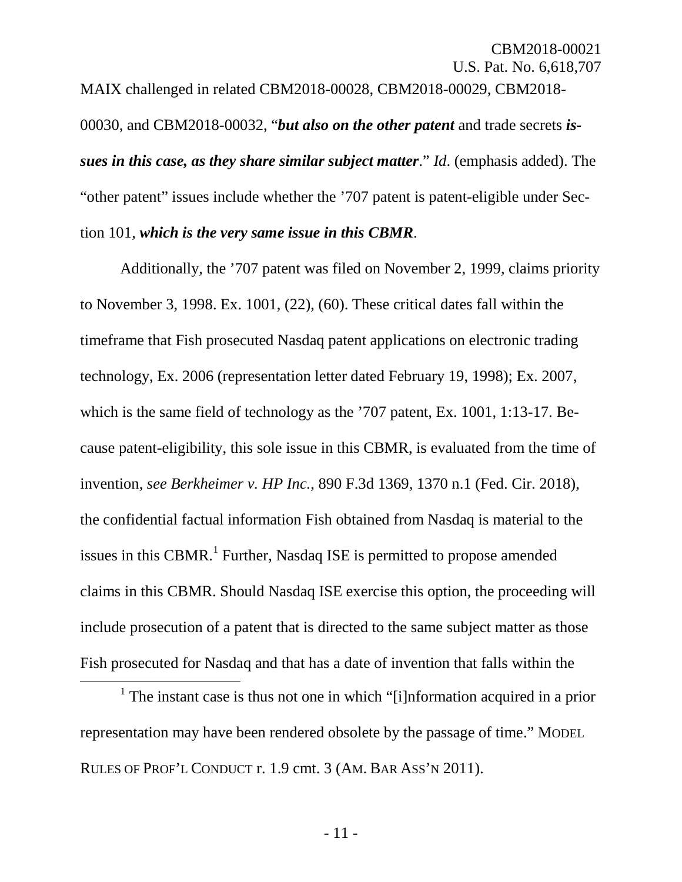MAIX challenged in related CBM2018-00028, CBM2018-00029, CBM2018-00030, and CBM2018-00032, "***but also on the other patent*** and trade secrets ***issues in this case, as they share similar subject matter***." *Id*. (emphasis added). The "other patent" issues include whether the '707 patent is patent-eligible under Section 101, ***which is the very same issue in this CBMR***.

Additionally, the '707 patent was filed on November 2, 1999, claims priority to November 3, 1998. Ex. 1001, (22), (60). These critical dates fall within the timeframe that Fish prosecuted Nasdaq patent applications on electronic trading technology, Ex. 2006 (representation letter dated February 19, 1998); Ex. 2007, which is the same field of technology as the '707 patent, Ex. 1001, 1:13-17. Because patent-eligibility, this sole issue in this CBMR, is evaluated from the time of invention, *see Berkheimer v. HP Inc.*, 890 F.3d 1369, 1370 n.1 (Fed. Cir. 2018), the confidential factual information Fish obtained from Nasdaq is material to the issues in this CBMR.[1] Further, Nasdaq ISE is permitted to propose amended claims in this CBMR. Should Nasdaq ISE exercise this option, the proceeding will include prosecution of a patent that is directed to the same subject matter as those Fish prosecuted for Nasdaq and that has a date of invention that falls within the

[1] The instant case is thus not one in which "[i]nformation acquired in a prior representation may have been rendered obsolete by the passage of time." MODEL RULES OF PROF'L CONDUCT r. 1.9 cmt. 3 (AM. BAR ASS'N 2011).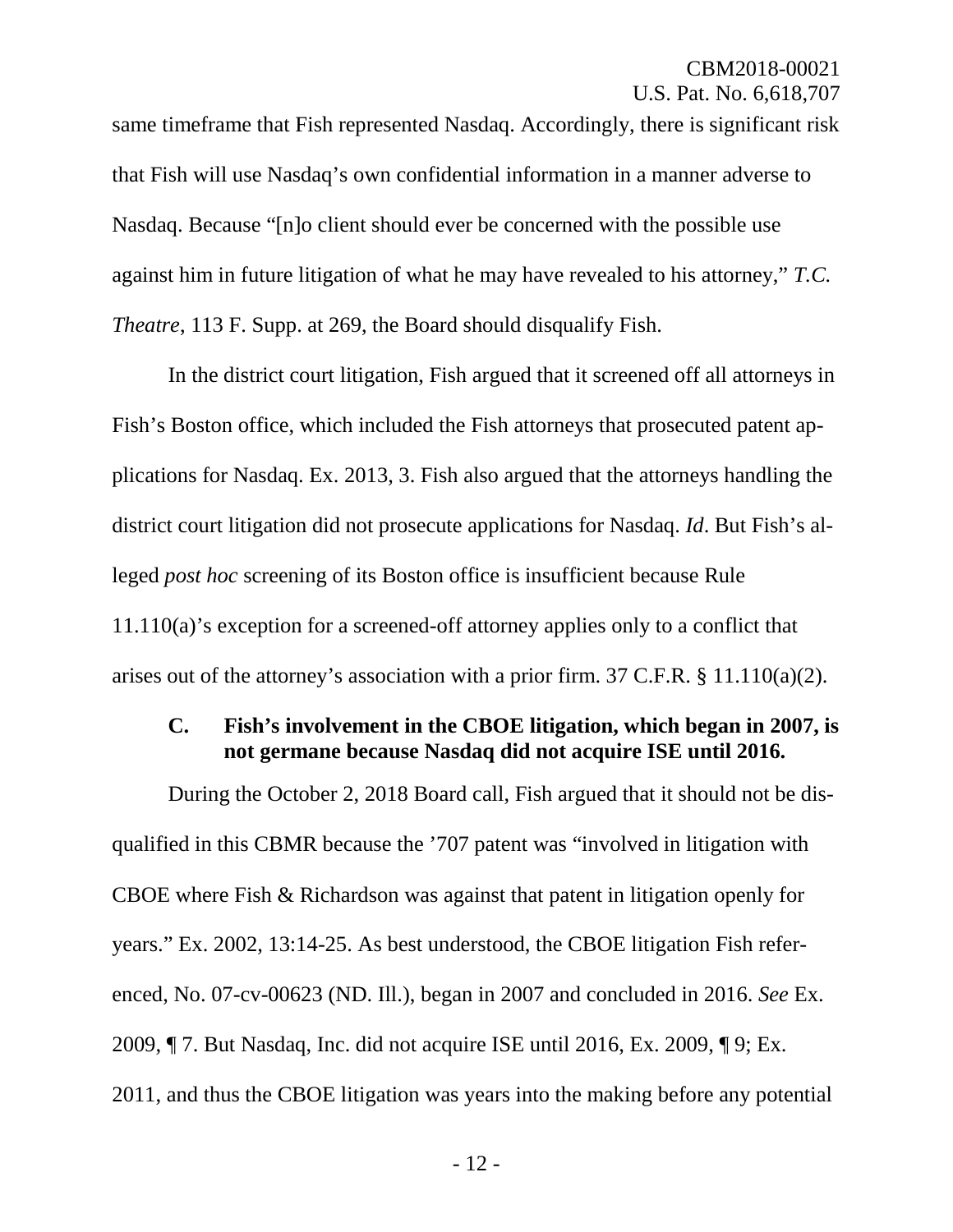same timeframe that Fish represented Nasdaq. Accordingly, there is significant risk that Fish will use Nasdaq's own confidential information in a manner adverse to Nasdaq. Because "[n]o client should ever be concerned with the possible use against him in future litigation of what he may have revealed to his attorney," *T.C. Theatre*, 113 F. Supp. at 269, the Board should disqualify Fish.

In the district court litigation, Fish argued that it screened off all attorneys in Fish's Boston office, which included the Fish attorneys that prosecuted patent applications for Nasdaq. Ex. 2013, 3. Fish also argued that the attorneys handling the district court litigation did not prosecute applications for Nasdaq. *Id*. But Fish's alleged *post hoc* screening of its Boston office is insufficient because Rule 11.110(a)'s exception for a screened-off attorney applies only to a conflict that arises out of the attorney's association with a prior firm. 37 C.F.R. § 11.110(a)(2).

### C. Fish's involvement in the CBOE litigation, which began in 2007, is not germane because Nasdaq did not acquire ISE until 2016.

During the October 2, 2018 Board call, Fish argued that it should not be disqualified in this CBMR because the '707 patent was "involved in litigation with CBOE where Fish & Richardson was against that patent in litigation openly for years." Ex. 2002, 13:14-25. As best understood, the CBOE litigation Fish referenced, No. 07-cv-00623 (ND. Ill.), began in 2007 and concluded in 2016. *See* Ex. 2009, ¶ 7. But Nasdaq, Inc. did not acquire ISE until 2016, Ex. 2009, ¶ 9; Ex. 2011, and thus the CBOE litigation was years into the making before any potential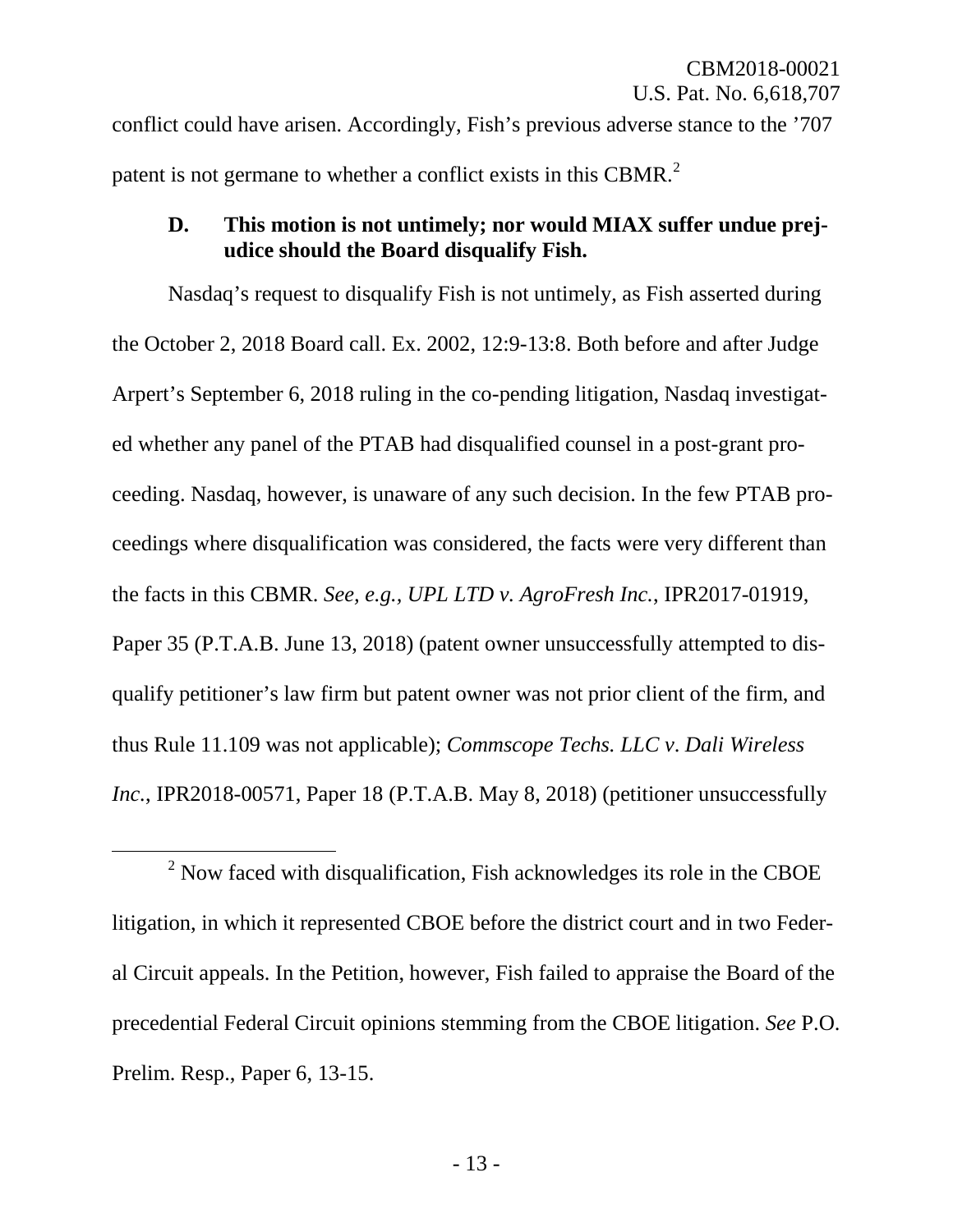conflict could have arisen. Accordingly, Fish's previous adverse stance to the '707 patent is not germane to whether a conflict exists in this CBMR.[2]

### D. This motion is not untimely; nor would MIAX suffer undue prejudice should the Board disqualify Fish.

Nasdaq's request to disqualify Fish is not untimely, as Fish asserted during the October 2, 2018 Board call. Ex. 2002, 12:9-13:8. Both before and after Judge Arpert's September 6, 2018 ruling in the co-pending litigation, Nasdaq investigated whether any panel of the PTAB had disqualified counsel in a post-grant proceeding. Nasdaq, however, is unaware of any such decision. In the few PTAB proceedings where disqualification was considered, the facts were very different than the facts in this CBMR. *See, e.g., UPL LTD v. AgroFresh Inc.*, IPR2017-01919, Paper 35 (P.T.A.B. June 13, 2018) (patent owner unsuccessfully attempted to disqualify petitioner's law firm but patent owner was not prior client of the firm, and thus Rule 11.109 was not applicable); *Commscope Techs. LLC v. Dali Wireless Inc.*, IPR2018-00571, Paper 18 (P.T.A.B. May 8, 2018) (petitioner unsuccessfully

---

[2] Now faced with disqualification, Fish acknowledges its role in the CBOE litigation, in which it represented CBOE before the district court and in two Federal Circuit appeals. In the Petition, however, Fish failed to appraise the Board of the precedential Federal Circuit opinions stemming from the CBOE litigation. *See* P.O. Prelim. Resp., Paper 6, 13-15.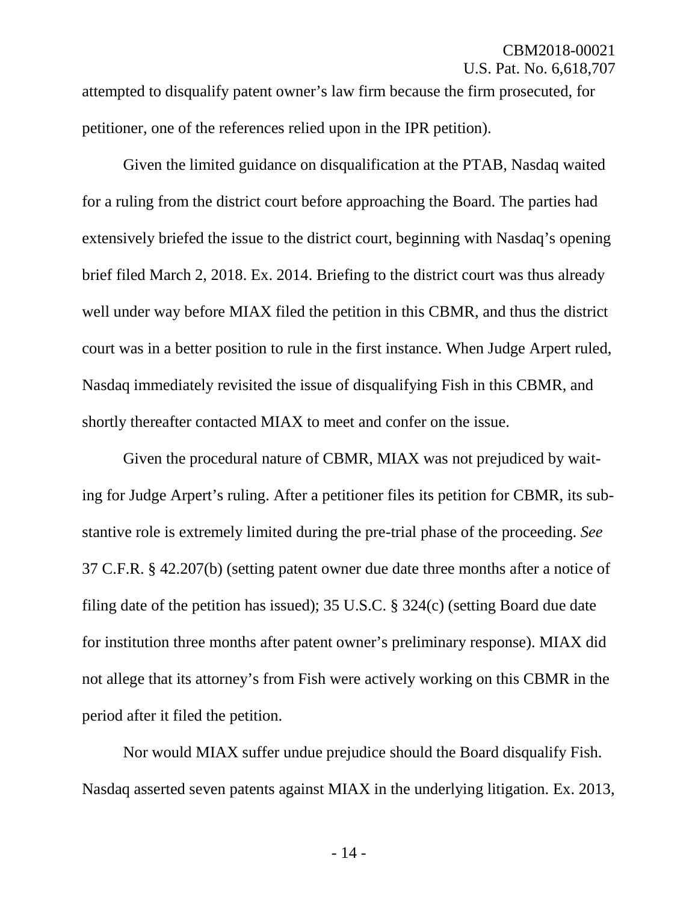attempted to disqualify patent owner's law firm because the firm prosecuted, for petitioner, one of the references relied upon in the IPR petition).

Given the limited guidance on disqualification at the PTAB, Nasdaq waited for a ruling from the district court before approaching the Board. The parties had extensively briefed the issue to the district court, beginning with Nasdaq's opening brief filed March 2, 2018. Ex. 2014. Briefing to the district court was thus already well under way before MIAX filed the petition in this CBMR, and thus the district court was in a better position to rule in the first instance. When Judge Arpert ruled, Nasdaq immediately revisited the issue of disqualifying Fish in this CBMR, and shortly thereafter contacted MIAX to meet and confer on the issue.

Given the procedural nature of CBMR, MIAX was not prejudiced by waiting for Judge Arpert's ruling. After a petitioner files its petition for CBMR, its substantive role is extremely limited during the pre-trial phase of the proceeding. *See* 37 C.F.R. § 42.207(b) (setting patent owner due date three months after a notice of filing date of the petition has issued); 35 U.S.C. § 324(c) (setting Board due date for institution three months after patent owner's preliminary response). MIAX did not allege that its attorney's from Fish were actively working on this CBMR in the period after it filed the petition.

Nor would MIAX suffer undue prejudice should the Board disqualify Fish. Nasdaq asserted seven patents against MIAX in the underlying litigation. Ex. 2013,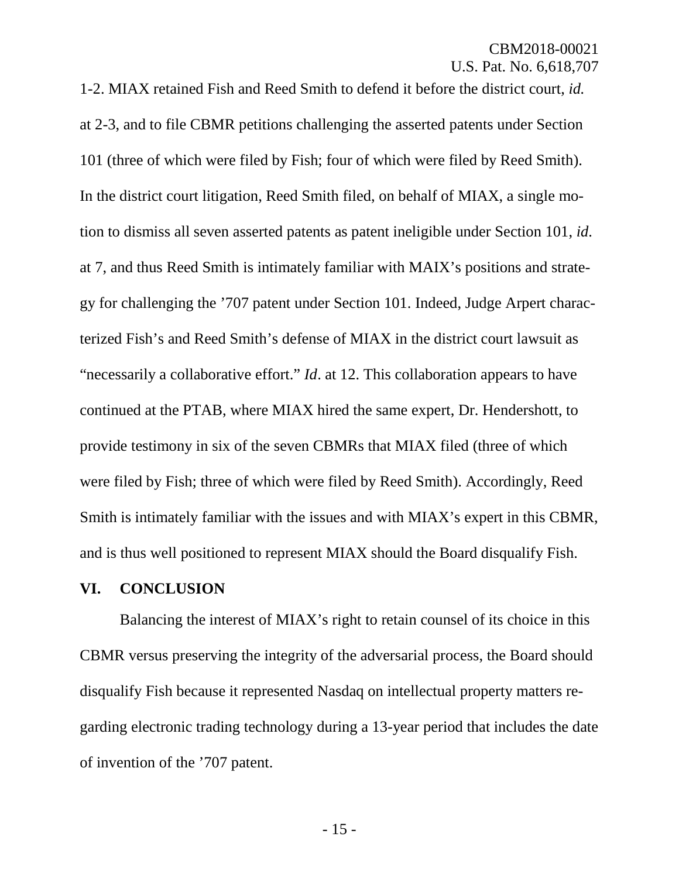1-2. MIAX retained Fish and Reed Smith to defend it before the district court, *id.* at 2-3, and to file CBMR petitions challenging the asserted patents under Section 101 (three of which were filed by Fish; four of which were filed by Reed Smith). In the district court litigation, Reed Smith filed, on behalf of MIAX, a single motion to dismiss all seven asserted patents as patent ineligible under Section 101, *id*. at 7, and thus Reed Smith is intimately familiar with MAIX's positions and strategy for challenging the '707 patent under Section 101. Indeed, Judge Arpert characterized Fish's and Reed Smith's defense of MIAX in the district court lawsuit as "necessarily a collaborative effort." *Id*. at 12. This collaboration appears to have continued at the PTAB, where MIAX hired the same expert, Dr. Hendershott, to provide testimony in six of the seven CBMRs that MIAX filed (three of which were filed by Fish; three of which were filed by Reed Smith). Accordingly, Reed Smith is intimately familiar with the issues and with MIAX's expert in this CBMR, and is thus well positioned to represent MIAX should the Board disqualify Fish.

## VI. CONCLUSION

Balancing the interest of MIAX's right to retain counsel of its choice in this CBMR versus preserving the integrity of the adversarial process, the Board should disqualify Fish because it represented Nasdaq on intellectual property matters regarding electronic trading technology during a 13-year period that includes the date of invention of the '707 patent.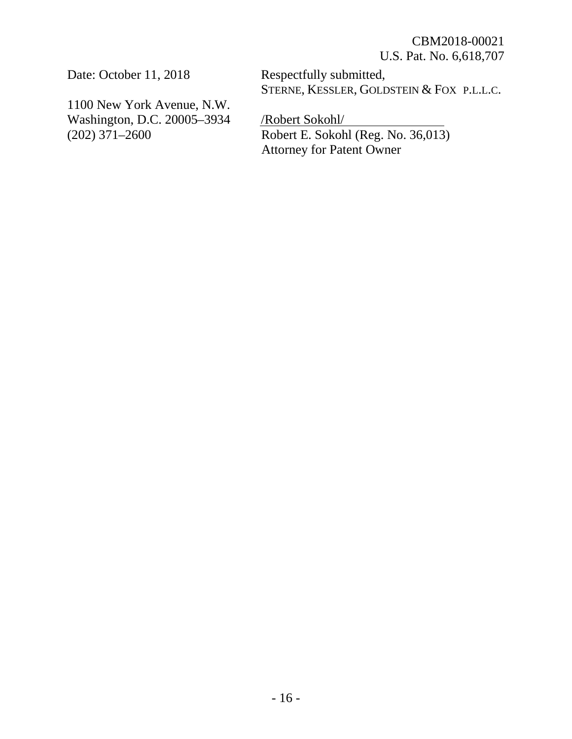Date: October 11, 2018

1100 New York Avenue, N.W.
Washington, D.C. 20005–3934
(202) 371–2600

Respectfully submitted,
STERNE, KESSLER, GOLDSTEIN & FOX P.L.L.C.

/Robert Sokohl/
Robert E. Sokohl (Reg. No. 36,013)
Attorney for Patent Owner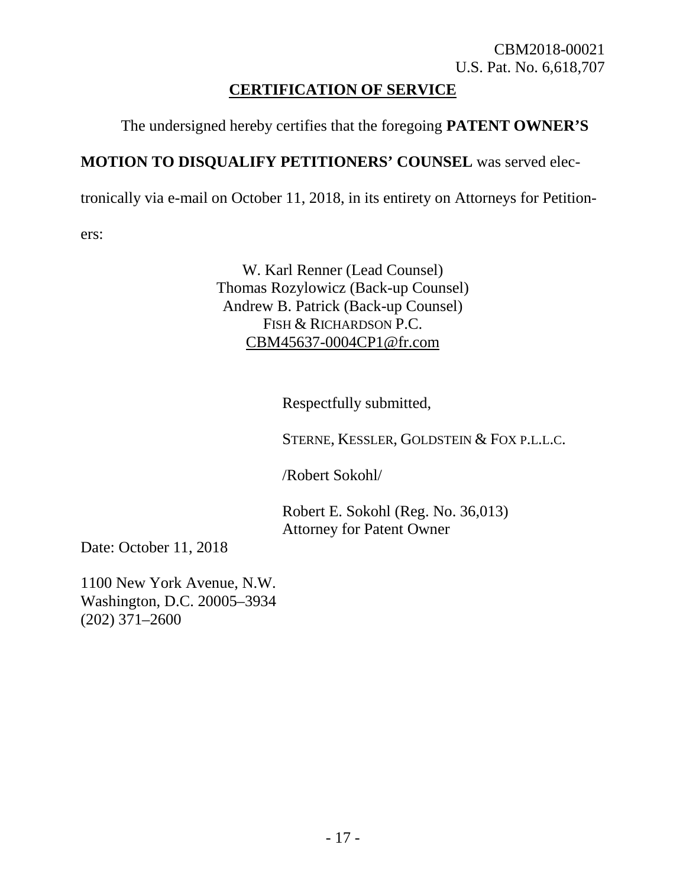CBM2018-00021
U.S. Pat. No. 6,618,707

## CERTIFICATION OF SERVICE

The undersigned hereby certifies that the foregoing **PATENT OWNER'S MOTION TO DISQUALIFY PETITIONERS' COUNSEL** was served electronically via e-mail on October 11, 2018, in its entirety on Attorneys for Petitioners:

W. Karl Renner (Lead Counsel)
Thomas Rozylowicz (Back-up Counsel)
Andrew B. Patrick (Back-up Counsel)
FISH & RICHARDSON P.C.
CBM45637-0004CP1@fr.com

Respectfully submitted,

STERNE, KESSLER, GOLDSTEIN & FOX P.L.L.C.

/Robert Sokohl/

Robert E. Sokohl (Reg. No. 36,013)
Attorney for Patent Owner

Date: October 11, 2018

1100 New York Avenue, N.W.
Washington, D.C. 20005–3934
(202) 371–2600